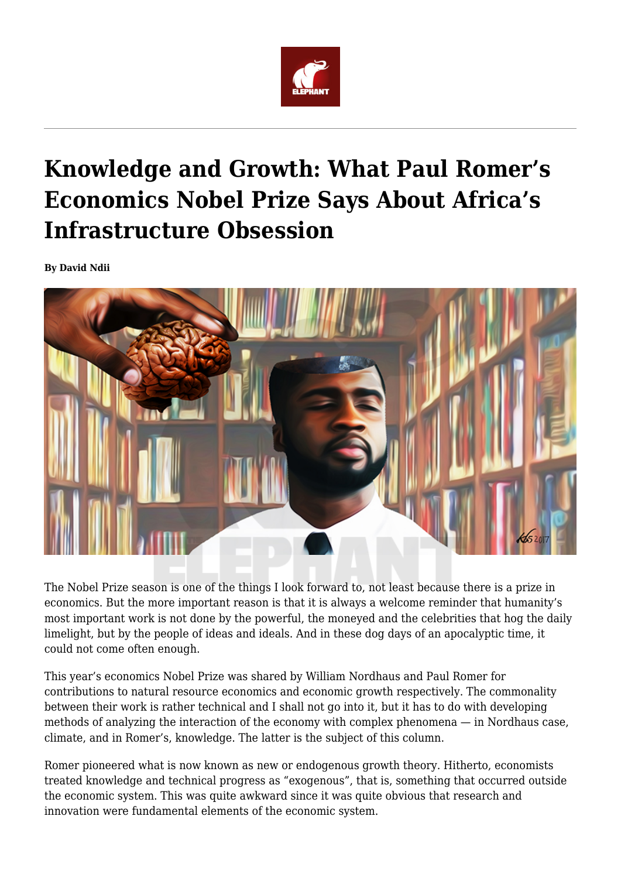# Knowledge and Growth: What Paul Romer's Economics Nobel Prize Says About Africa's Infrastructure Obsession

**By David Ndii**

The Nobel Prize season is one of the things I look forward to, not least because there is a prize in economics. But the more important reason is that it is always a welcome reminder that humanity's most important work is not done by the powerful, the moneyed and the celebrities that hog the daily limelight, but by the people of ideas and ideals. And in these dog days of an apocalyptic time, it could not come often enough.

This year's economics Nobel Prize was shared by William Nordhaus and Paul Romer for contributions to natural resource economics and economic growth respectively. The commonality between their work is rather technical and I shall not go into it, but it has to do with developing methods of analyzing the interaction of the economy with complex phenomena — in Nordhaus case, climate, and in Romer's, knowledge. The latter is the subject of this column.

Romer pioneered what is now known as new or endogenous growth theory. Hitherto, economists treated knowledge and technical progress as "exogenous", that is, something that occurred outside the economic system. This was quite awkward since it was quite obvious that research and innovation were fundamental elements of the economic system.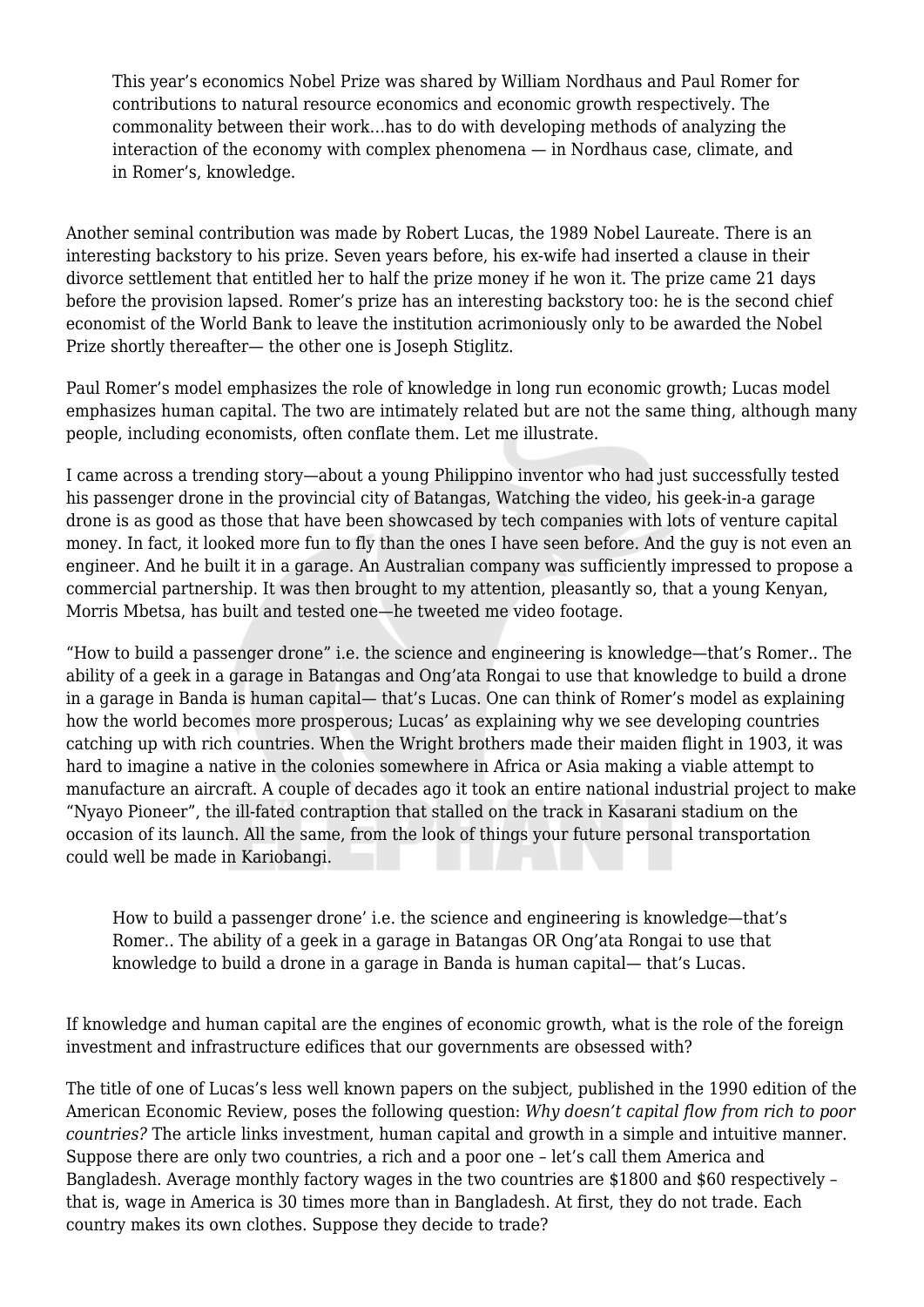> This year's economics Nobel Prize was shared by William Nordhaus and Paul Romer for contributions to natural resource economics and economic growth respectively. The commonality between their work…has to do with developing methods of analyzing the interaction of the economy with complex phenomena — in Nordhaus case, climate, and in Romer's, knowledge.

Another seminal contribution was made by Robert Lucas, the 1989 Nobel Laureate. There is an interesting backstory to his prize. Seven years before, his ex-wife had inserted a clause in their divorce settlement that entitled her to half the prize money if he won it. The prize came 21 days before the provision lapsed. Romer's prize has an interesting backstory too: he is the second chief economist of the World Bank to leave the institution acrimoniously only to be awarded the Nobel Prize shortly thereafter— the other one is Joseph Stiglitz.

Paul Romer's model emphasizes the role of knowledge in long run economic growth; Lucas model emphasizes human capital. The two are intimately related but are not the same thing, although many people, including economists, often conflate them. Let me illustrate.

I came across a trending story—about a young Philippino inventor who had just successfully tested his passenger drone in the provincial city of Batangas, Watching the video, his geek-in-a garage drone is as good as those that have been showcased by tech companies with lots of venture capital money. In fact, it looked more fun to fly than the ones I have seen before. And the guy is not even an engineer. And he built it in a garage. An Australian company was sufficiently impressed to propose a commercial partnership. It was then brought to my attention, pleasantly so, that a young Kenyan, Morris Mbetsa, has built and tested one—he tweeted me video footage.

"How to build a passenger drone" i.e. the science and engineering is knowledge—that's Romer.. The ability of a geek in a garage in Batangas and Ong'ata Rongai to use that knowledge to build a drone in a garage in Banda is human capital— that's Lucas. One can think of Romer's model as explaining how the world becomes more prosperous; Lucas' as explaining why we see developing countries catching up with rich countries. When the Wright brothers made their maiden flight in 1903, it was hard to imagine a native in the colonies somewhere in Africa or Asia making a viable attempt to manufacture an aircraft. A couple of decades ago it took an entire national industrial project to make "Nyayo Pioneer", the ill-fated contraption that stalled on the track in Kasarani stadium on the occasion of its launch. All the same, from the look of things your future personal transportation could well be made in Kariobangi.

> How to build a passenger drone' i.e. the science and engineering is knowledge—that's Romer.. The ability of a geek in a garage in Batangas OR Ong'ata Rongai to use that knowledge to build a drone in a garage in Banda is human capital— that's Lucas.

If knowledge and human capital are the engines of economic growth, what is the role of the foreign investment and infrastructure edifices that our governments are obsessed with?

The title of one of Lucas's less well known papers on the subject, published in the 1990 edition of the American Economic Review, poses the following question: *Why doesn't capital flow from rich to poor countries?* The article links investment, human capital and growth in a simple and intuitive manner. Suppose there are only two countries, a rich and a poor one – let's call them America and Bangladesh. Average monthly factory wages in the two countries are $1800 and $60 respectively – that is, wage in America is 30 times more than in Bangladesh. At first, they do not trade. Each country makes its own clothes. Suppose they decide to trade?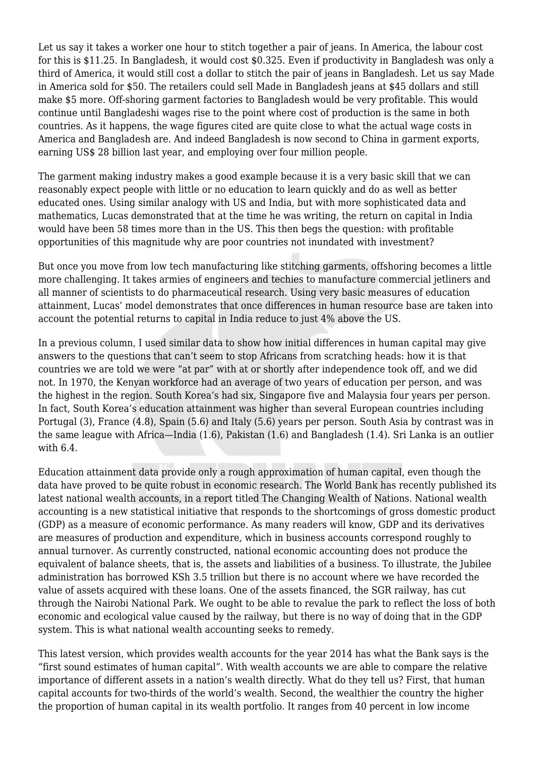Let us say it takes a worker one hour to stitch together a pair of jeans. In America, the labour cost for this is $11.25. In Bangladesh, it would cost $0.325. Even if productivity in Bangladesh was only a third of America, it would still cost a dollar to stitch the pair of jeans in Bangladesh. Let us say Made in America sold for $50. The retailers could sell Made in Bangladesh jeans at $45 dollars and still make $5 more. Off-shoring garment factories to Bangladesh would be very profitable. This would continue until Bangladeshi wages rise to the point where cost of production is the same in both countries. As it happens, the wage figures cited are quite close to what the actual wage costs in America and Bangladesh are. And indeed Bangladesh is now second to China in garment exports, earning US$ 28 billion last year, and employing over four million people.

The garment making industry makes a good example because it is a very basic skill that we can reasonably expect people with little or no education to learn quickly and do as well as better educated ones. Using similar analogy with US and India, but with more sophisticated data and mathematics, Lucas demonstrated that at the time he was writing, the return on capital in India would have been 58 times more than in the US. This then begs the question: with profitable opportunities of this magnitude why are poor countries not inundated with investment?

But once you move from low tech manufacturing like stitching garments, offshoring becomes a little more challenging. It takes armies of engineers and techies to manufacture commercial jetliners and all manner of scientists to do pharmaceutical research. Using very basic measures of education attainment, Lucas' model demonstrates that once differences in human resource base are taken into account the potential returns to capital in India reduce to just 4% above the US.

In a previous column, I used similar data to show how initial differences in human capital may give answers to the questions that can't seem to stop Africans from scratching heads: how it is that countries we are told we were "at par" with at or shortly after independence took off, and we did not. In 1970, the Kenyan workforce had an average of two years of education per person, and was the highest in the region. South Korea's had six, Singapore five and Malaysia four years per person. In fact, South Korea's education attainment was higher than several European countries including Portugal (3), France (4.8), Spain (5.6) and Italy (5.6) years per person. South Asia by contrast was in the same league with Africa—India (1.6), Pakistan (1.6) and Bangladesh (1.4). Sri Lanka is an outlier with 6.4.

Education attainment data provide only a rough approximation of human capital, even though the data have proved to be quite robust in economic research. The World Bank has recently published its latest national wealth accounts, in a report titled The Changing Wealth of Nations. National wealth accounting is a new statistical initiative that responds to the shortcomings of gross domestic product (GDP) as a measure of economic performance. As many readers will know, GDP and its derivatives are measures of production and expenditure, which in business accounts correspond roughly to annual turnover. As currently constructed, national economic accounting does not produce the equivalent of balance sheets, that is, the assets and liabilities of a business. To illustrate, the Jubilee administration has borrowed KSh 3.5 trillion but there is no account where we have recorded the value of assets acquired with these loans. One of the assets financed, the SGR railway, has cut through the Nairobi National Park. We ought to be able to revalue the park to reflect the loss of both economic and ecological value caused by the railway, but there is no way of doing that in the GDP system. This is what national wealth accounting seeks to remedy.

This latest version, which provides wealth accounts for the year 2014 has what the Bank says is the "first sound estimates of human capital". With wealth accounts we are able to compare the relative importance of different assets in a nation's wealth directly. What do they tell us? First, that human capital accounts for two-thirds of the world's wealth. Second, the wealthier the country the higher the proportion of human capital in its wealth portfolio. It ranges from 40 percent in low income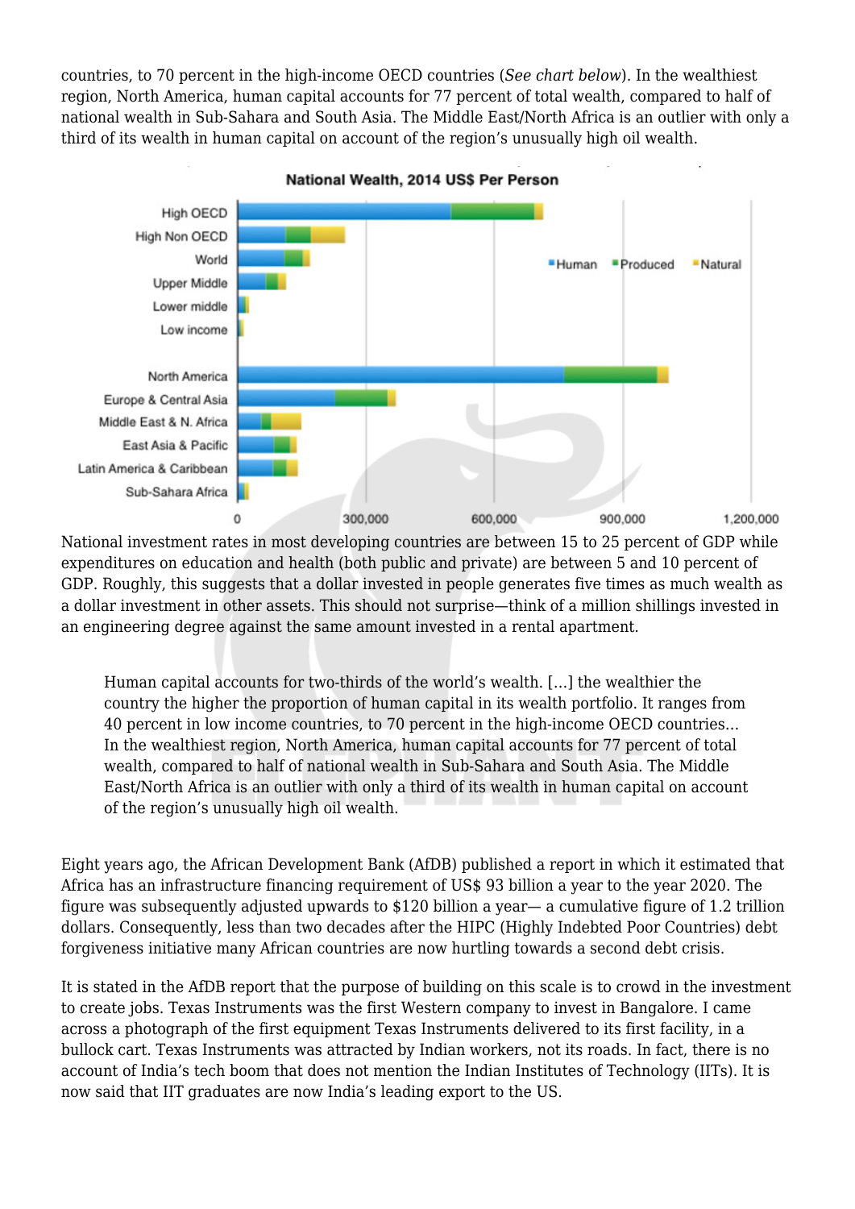countries, to 70 percent in the high-income OECD countries (*See chart below*). In the wealthiest region, North America, human capital accounts for 77 percent of total wealth, compared to half of national wealth in Sub-Sahara and South Asia. The Middle East/North Africa is an outlier with only a third of its wealth in human capital on account of the region's unusually high oil wealth.

National investment rates in most developing countries are between 15 to 25 percent of GDP while expenditures on education and health (both public and private) are between 5 and 10 percent of GDP. Roughly, this suggests that a dollar invested in people generates five times as much wealth as a dollar investment in other assets. This should not surprise—think of a million shillings invested in an engineering degree against the same amount invested in a rental apartment.

> Human capital accounts for two-thirds of the world's wealth. [...] the wealthier the country the higher the proportion of human capital in its wealth portfolio. It ranges from 40 percent in low income countries, to 70 percent in the high-income OECD countries… In the wealthiest region, North America, human capital accounts for 77 percent of total wealth, compared to half of national wealth in Sub-Sahara and South Asia. The Middle East/North Africa is an outlier with only a third of its wealth in human capital on account of the region's unusually high oil wealth.

Eight years ago, the African Development Bank (AfDB) published a report in which it estimated that Africa has an infrastructure financing requirement of US$ 93 billion a year to the year 2020. The figure was subsequently adjusted upwards to $120 billion a year— a cumulative figure of 1.2 trillion dollars. Consequently, less than two decades after the HIPC (Highly Indebted Poor Countries) debt forgiveness initiative many African countries are now hurtling towards a second debt crisis.

It is stated in the AfDB report that the purpose of building on this scale is to crowd in the investment to create jobs. Texas Instruments was the first Western company to invest in Bangalore. I came across a photograph of the first equipment Texas Instruments delivered to its first facility, in a bullock cart. Texas Instruments was attracted by Indian workers, not its roads. In fact, there is no account of India's tech boom that does not mention the Indian Institutes of Technology (IITs). It is now said that IIT graduates are now India's leading export to the US.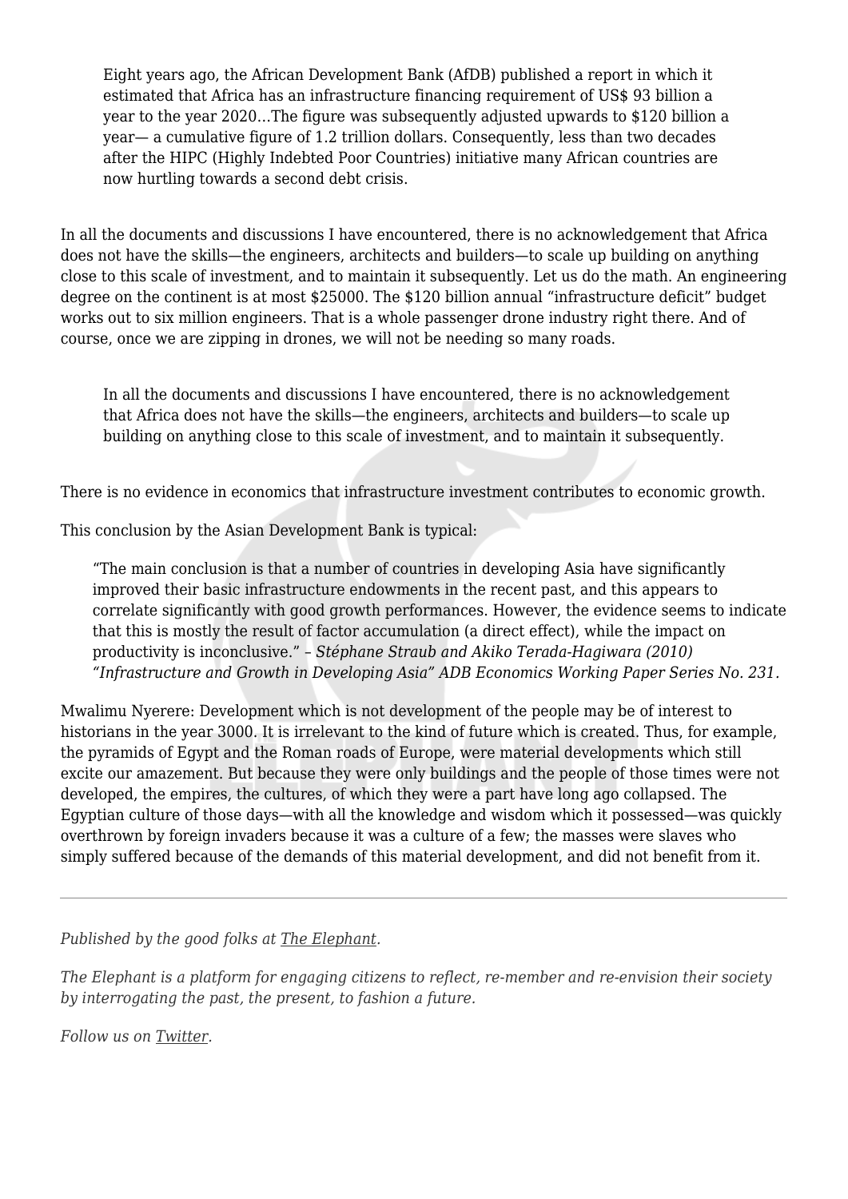> Eight years ago, the African Development Bank (AfDB) published a report in which it estimated that Africa has an infrastructure financing requirement of US$ 93 billion a year to the year 2020…The figure was subsequently adjusted upwards to $120 billion a year— a cumulative figure of 1.2 trillion dollars. Consequently, less than two decades after the HIPC (Highly Indebted Poor Countries) initiative many African countries are now hurtling towards a second debt crisis.

In all the documents and discussions I have encountered, there is no acknowledgement that Africa does not have the skills—the engineers, architects and builders—to scale up building on anything close to this scale of investment, and to maintain it subsequently. Let us do the math. An engineering degree on the continent is at most $25000. The $120 billion annual "infrastructure deficit" budget works out to six million engineers. That is a whole passenger drone industry right there. And of course, once we are zipping in drones, we will not be needing so many roads.

> In all the documents and discussions I have encountered, there is no acknowledgement that Africa does not have the skills—the engineers, architects and builders—to scale up building on anything close to this scale of investment, and to maintain it subsequently.

There is no evidence in economics that infrastructure investment contributes to economic growth.

This conclusion by the Asian Development Bank is typical:

> "The main conclusion is that a number of countries in developing Asia have significantly improved their basic infrastructure endowments in the recent past, and this appears to correlate significantly with good growth performances. However, the evidence seems to indicate that this is mostly the result of factor accumulation (a direct effect), while the impact on productivity is inconclusive." – *Stéphane Straub and Akiko Terada-Hagiwara (2010) "Infrastructure and Growth in Developing Asia" ADB Economics Working Paper Series No. 231.*

Mwalimu Nyerere: Development which is not development of the people may be of interest to historians in the year 3000. It is irrelevant to the kind of future which is created. Thus, for example, the pyramids of Egypt and the Roman roads of Europe, were material developments which still excite our amazement. But because they were only buildings and the people of those times were not developed, the empires, the cultures, of which they were a part have long ago collapsed. The Egyptian culture of those days—with all the knowledge and wisdom which it possessed—was quickly overthrown by foreign invaders because it was a culture of a few; the masses were slaves who simply suffered because of the demands of this material development, and did not benefit from it.

---

*Published by the good folks at The Elephant.*

*The Elephant is a platform for engaging citizens to reflect, re-member and re-envision their society by interrogating the past, the present, to fashion a future.*

*Follow us on Twitter.*